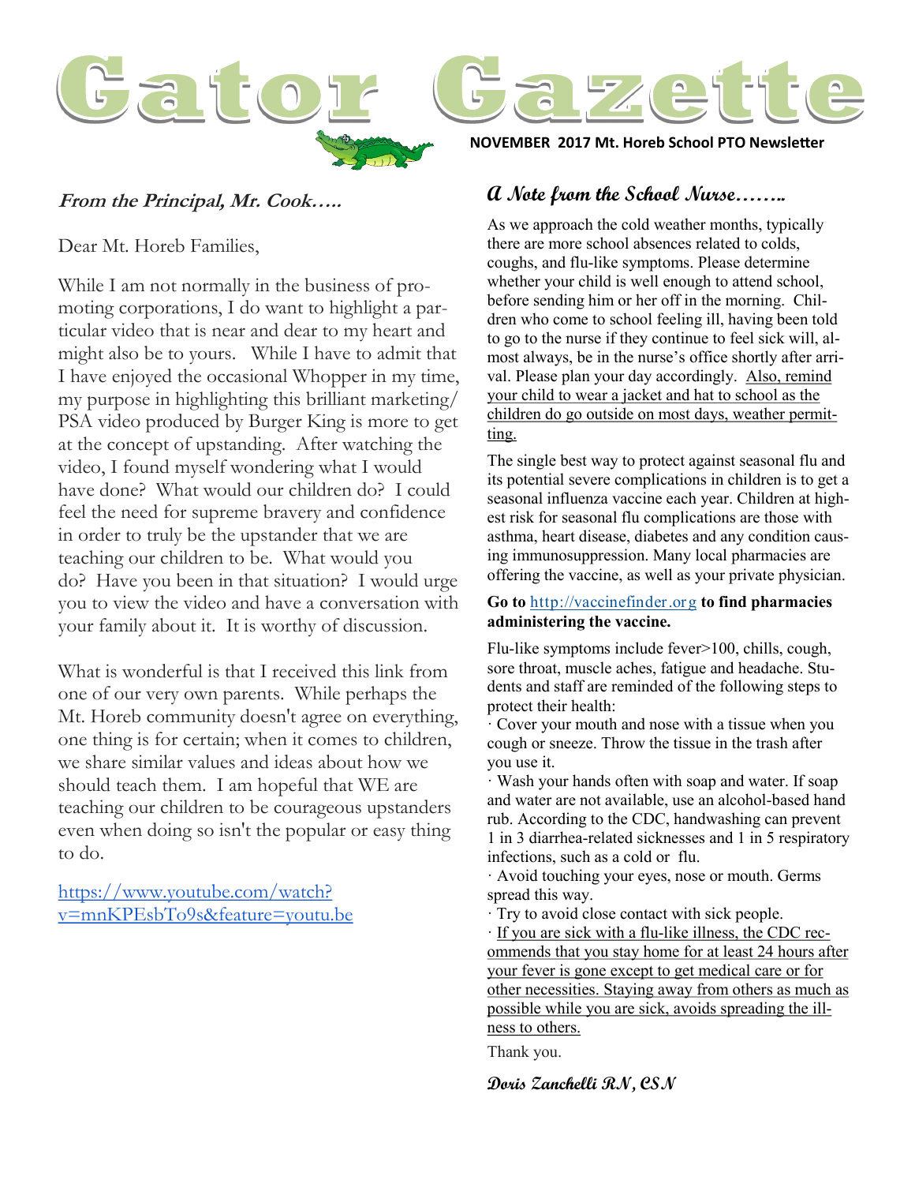# Gator Gazette

**NOVEMBER 2017 Mt. Horeb School PTO Newsletter**

## *From the Principal, Mr. Cook…..*

Dear Mt. Horeb Families,

While I am not normally in the business of promoting corporations, I do want to highlight a particular video that is near and dear to my heart and might also be to yours. While I have to admit that I have enjoyed the occasional Whopper in my time, my purpose in highlighting this brilliant marketing/ PSA video produced by Burger King is more to get at the concept of upstanding. After watching the video, I found myself wondering what I would have done? What would our children do? I could feel the need for supreme bravery and confidence in order to truly be the upstander that we are teaching our children to be. What would you do? Have you been in that situation? I would urge you to view the video and have a conversation with your family about it. It is worthy of discussion.

What is wonderful is that I received this link from one of our very own parents. While perhaps the Mt. Horeb community doesn't agree on everything, one thing is for certain; when it comes to children, we share similar values and ideas about how we should teach them. I am hopeful that WE are teaching our children to be courageous upstanders even when doing so isn't the popular or easy thing to do.

https://www.youtube.com/watch?v=mnKPEsbTo9s&feature=youtu.be

## *A Note from the School Nurse……..*

As we approach the cold weather months, typically there are more school absences related to colds, coughs, and flu-like symptoms. Please determine whether your child is well enough to attend school, before sending him or her off in the morning. Children who come to school feeling ill, having been told to go to the nurse if they continue to feel sick will, almost always, be in the nurse's office shortly after arrival. Please plan your day accordingly. Also, remind your child to wear a jacket and hat to school as the children do go outside on most days, weather permitting.

The single best way to protect against seasonal flu and its potential severe complications in children is to get a seasonal influenza vaccine each year. Children at highest risk for seasonal flu complications are those with asthma, heart disease, diabetes and any condition causing immunosuppression. Many local pharmacies are offering the vaccine, as well as your private physician.

**Go to http://vaccinefinder.org to find pharmacies administering the vaccine.**

Flu-like symptoms include fever>100, chills, cough, sore throat, muscle aches, fatigue and headache. Students and staff are reminded of the following steps to protect their health:

- Cover your mouth and nose with a tissue when you cough or sneeze. Throw the tissue in the trash after you use it.
- Wash your hands often with soap and water. If soap and water are not available, use an alcohol-based hand rub. According to the CDC, handwashing can prevent 1 in 3 diarrhea-related sicknesses and 1 in 5 respiratory infections, such as a cold or flu.
- Avoid touching your eyes, nose or mouth. Germs spread this way.
- Try to avoid close contact with sick people.
- If you are sick with a flu-like illness, the CDC recommends that you stay home for at least 24 hours after your fever is gone except to get medical care or for other necessities. Staying away from others as much as possible while you are sick, avoids spreading the illness to others.

Thank you.

***Doris Zanchelli RN, CSN***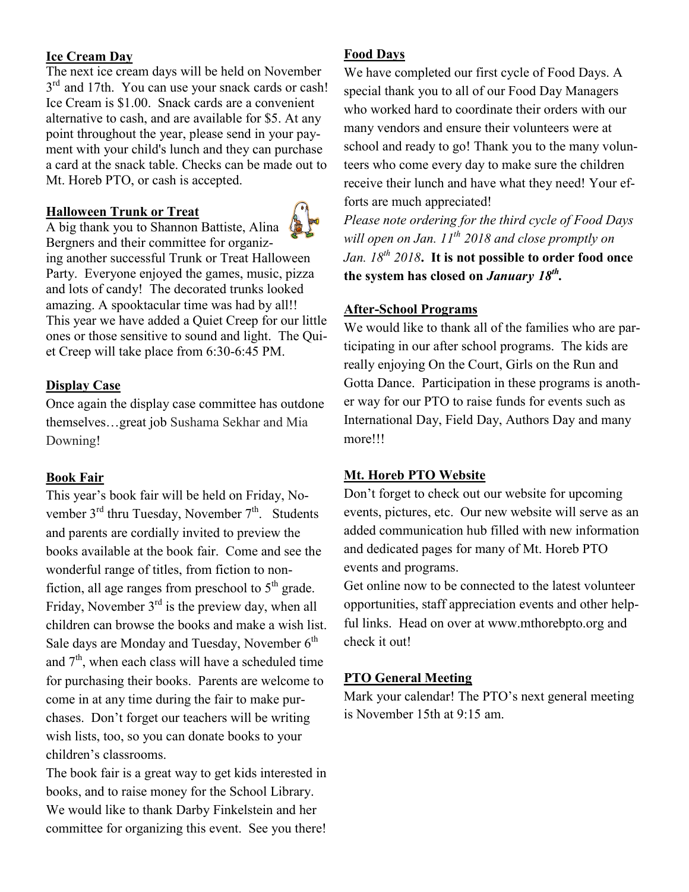## Ice Cream Day

The next ice cream days will be held on November 3rd and 17th. You can use your snack cards or cash! Ice Cream is $1.00. Snack cards are a convenient alternative to cash, and are available for $5. At any point throughout the year, please send in your payment with your child's lunch and they can purchase a card at the snack table. Checks can be made out to Mt. Horeb PTO, or cash is accepted.

## Halloween Trunk or Treat

A big thank you to Shannon Battiste, Alina Bergners and their committee for organizing another successful Trunk or Treat Halloween Party. Everyone enjoyed the games, music, pizza and lots of candy! The decorated trunks looked amazing. A spooktacular time was had by all!! This year we have added a Quiet Creep for our little ones or those sensitive to sound and light. The Quiet Creep will take place from 6:30-6:45 PM.

## Display Case

Once again the display case committee has outdone themselves…great job Sushama Sekhar and Mia Downing!

## Book Fair

This year's book fair will be held on Friday, November 3rd thru Tuesday, November 7th. Students and parents are cordially invited to preview the books available at the book fair. Come and see the wonderful range of titles, from fiction to non-fiction, all age ranges from preschool to 5th grade. Friday, November 3rd is the preview day, when all children can browse the books and make a wish list. Sale days are Monday and Tuesday, November 6th and 7th, when each class will have a scheduled time for purchasing their books. Parents are welcome to come in at any time during the fair to make purchases. Don't forget our teachers will be writing wish lists, too, so you can donate books to your children's classrooms.

The book fair is a great way to get kids interested in books, and to raise money for the School Library. We would like to thank Darby Finkelstein and her committee for organizing this event. See you there!

## Food Days

We have completed our first cycle of Food Days. A special thank you to all of our Food Day Managers who worked hard to coordinate their orders with our many vendors and ensure their volunteers were at school and ready to go! Thank you to the many volunteers who come every day to make sure the children receive their lunch and have what they need! Your efforts are much appreciated!

*Please note ordering for the third cycle of Food Days will open on Jan. 11th 2018 and close promptly on Jan. 18th 2018*. **It is not possible to order food once the system has closed on *January 18th*.**

## After-School Programs

We would like to thank all of the families who are participating in our after school programs. The kids are really enjoying On the Court, Girls on the Run and Gotta Dance. Participation in these programs is another way for our PTO to raise funds for events such as International Day, Field Day, Authors Day and many more!!!

## Mt. Horeb PTO Website

Don't forget to check out our website for upcoming events, pictures, etc. Our new website will serve as an added communication hub filled with new information and dedicated pages for many of Mt. Horeb PTO events and programs.

Get online now to be connected to the latest volunteer opportunities, staff appreciation events and other helpful links. Head on over at www.mthorebpto.org and check it out!

## PTO General Meeting

Mark your calendar! The PTO's next general meeting is November 15th at 9:15 am.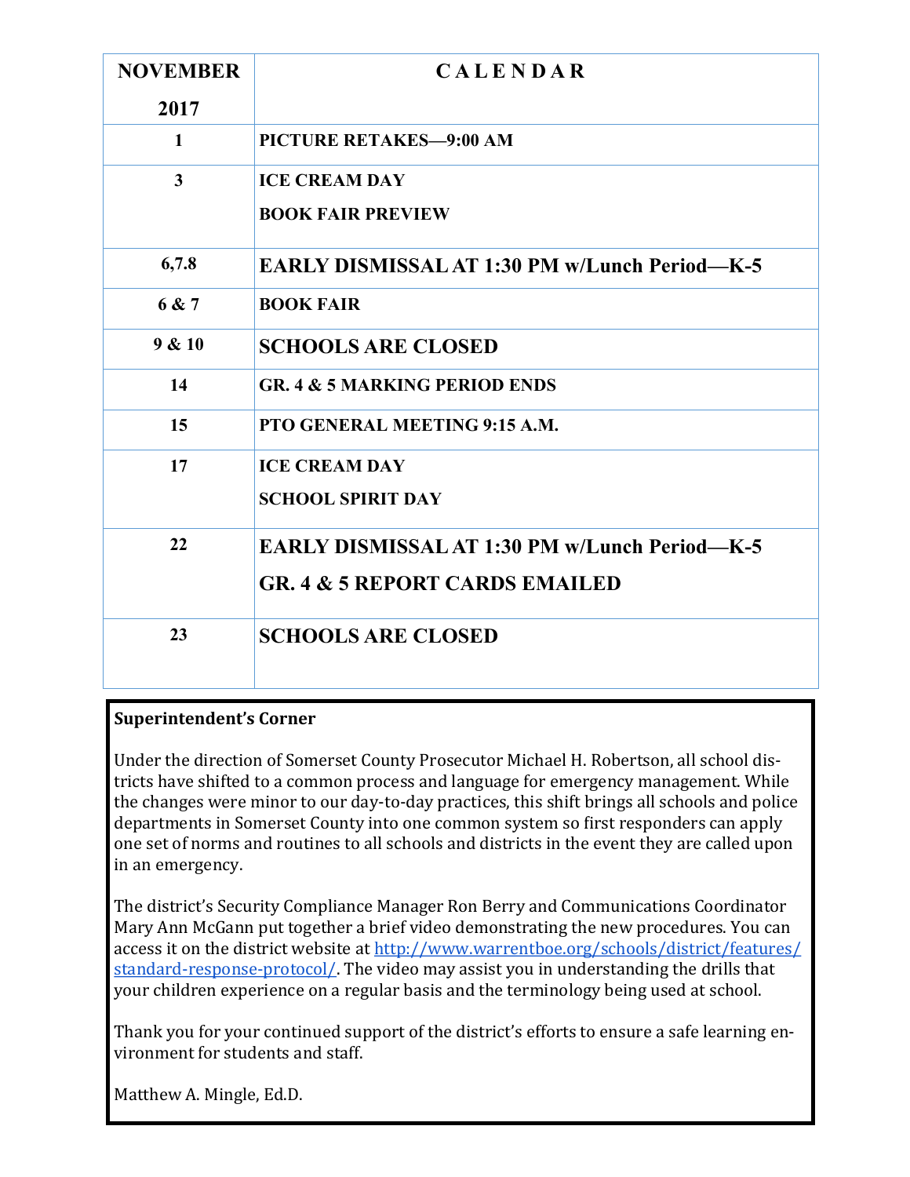| NOVEMBER 2017 | CALENDAR |
|---|---|
| 1 | PICTURE RETAKES—9:00 AM |
| 3 | ICE CREAM DAY<br>BOOK FAIR PREVIEW |
| 6,7.8 | EARLY DISMISSAL AT 1:30 PM w/Lunch Period—K-5 |
| 6 & 7 | BOOK FAIR |
| 9 & 10 | SCHOOLS ARE CLOSED |
| 14 | GR. 4 & 5 MARKING PERIOD ENDS |
| 15 | PTO GENERAL MEETING 9:15 A.M. |
| 17 | ICE CREAM DAY<br>SCHOOL SPIRIT DAY |
| 22 | EARLY DISMISSAL AT 1:30 PM w/Lunch Period—K-5<br>GR. 4 & 5 REPORT CARDS EMAILED |
| 23 | SCHOOLS ARE CLOSED |

**Superintendent's Corner**

Under the direction of Somerset County Prosecutor Michael H. Robertson, all school districts have shifted to a common process and language for emergency management. While the changes were minor to our day-to-day practices, this shift brings all schools and police departments in Somerset County into one common system so first responders can apply one set of norms and routines to all schools and districts in the event they are called upon in an emergency.

The district's Security Compliance Manager Ron Berry and Communications Coordinator Mary Ann McGann put together a brief video demonstrating the new procedures. You can access it on the district website at [http://www.warrentboe.org/schools/district/features/standard-response-protocol/](http://www.warrentboe.org/schools/district/features/standard-response-protocol/). The video may assist you in understanding the drills that your children experience on a regular basis and the terminology being used at school.

Thank you for your continued support of the district's efforts to ensure a safe learning environment for students and staff.

Matthew A. Mingle, Ed.D.